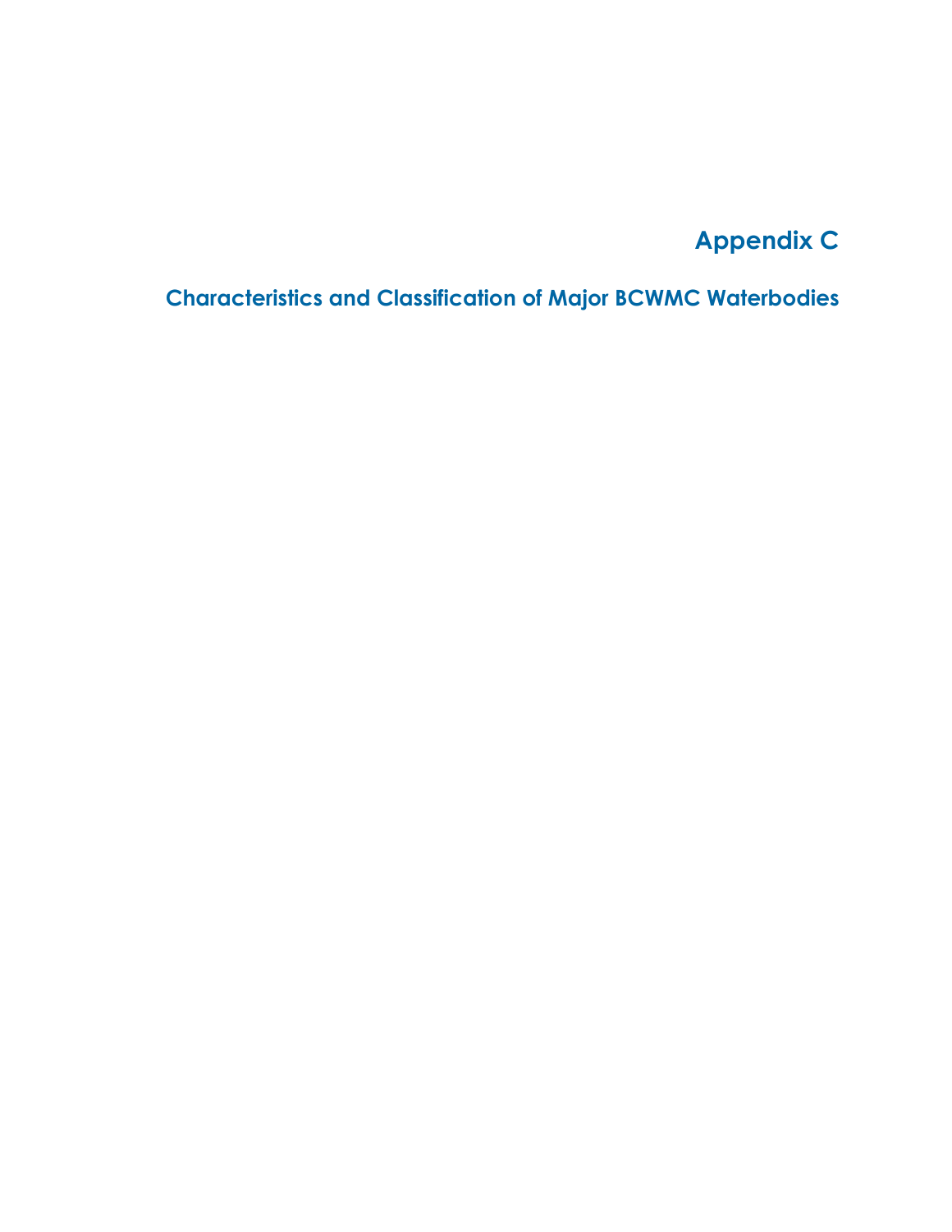# Appendix C

## Characteristics and Classification of Major BCWMC Waterbodies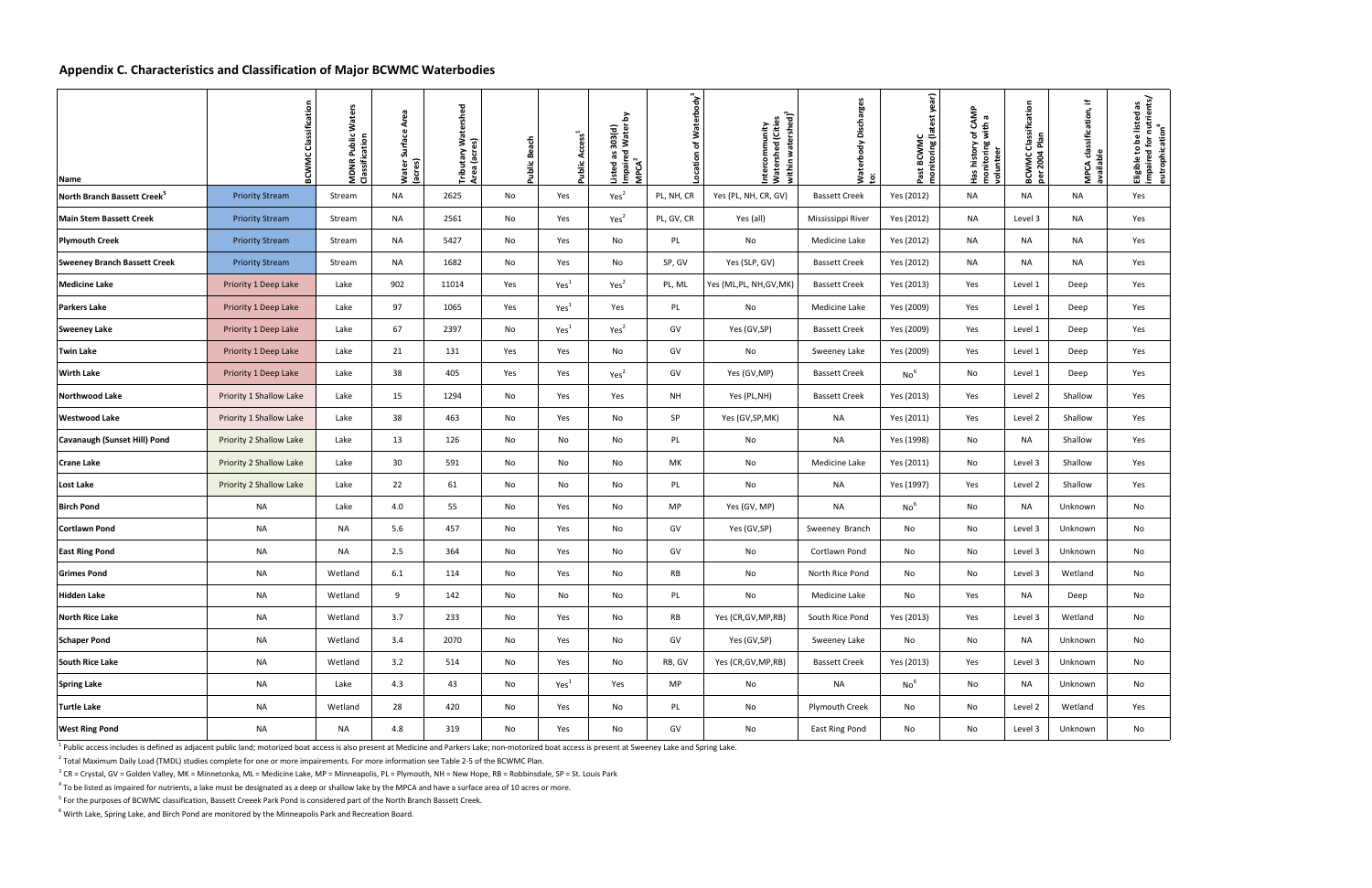## Appendix C. Characteristics and Classification of Major BCWMC Waterbodies

| Name | BCWMC Classification | MDNR Public Waters Classification | Water Surface Area (acres) | Tributary Watershed Area (acres) | Public Beach | Public Access[1] | Listed as 303(d) Impaired Water by MPCA[2] | Location of Waterbody[3] | Intercommunity Watershed (Cities within watershed)[3] | Waterbody Discharges to: | Past BCWMC monitoring (latest year) | Has history of CAMP monitoring with a volunteer | BCWMC Classification per 2004 Plan | MPCA classification, if available | Eligible to be listed as impaired for nutrients/ eutrophication[4] |
|---|---|---|---|---|---|---|---|---|---|---|---|---|---|---|---|
| **North Branch Bassett Creek[5]** | Priority Stream | Stream | NA | 2625 | No | Yes | Yes[2] | PL, NH, CR | Yes (PL, NH, CR, GV) | Bassett Creek | Yes (2012) | NA | NA | NA | Yes |
| **Main Stem Bassett Creek** | Priority Stream | Stream | NA | 2561 | No | Yes | Yes[2] | PL, GV, CR | Yes (all) | Mississippi River | Yes (2012) | NA | Level 3 | NA | Yes |
| **Plymouth Creek** | Priority Stream | Stream | NA | 5427 | No | Yes | No | PL | No | Medicine Lake | Yes (2012) | NA | NA | NA | Yes |
| **Sweeney Branch Bassett Creek** | Priority Stream | Stream | NA | 1682 | No | Yes | No | SP, GV | Yes (SLP, GV) | Bassett Creek | Yes (2012) | NA | NA | NA | Yes |
| **Medicine Lake** | Priority 1 Deep Lake | Lake | 902 | 11014 | Yes | Yes[1] | Yes[2] | PL, ML | Yes (ML,PL, NH,GV,MK) | Bassett Creek | Yes (2013) | Yes | Level 1 | Deep | Yes |
| **Parkers Lake** | Priority 1 Deep Lake | Lake | 97 | 1065 | Yes | Yes[1] | Yes | PL | No | Medicine Lake | Yes (2009) | Yes | Level 1 | Deep | Yes |
| **Sweeney Lake** | Priority 1 Deep Lake | Lake | 67 | 2397 | No | Yes[1] | Yes[2] | GV | Yes (GV,SP) | Bassett Creek | Yes (2009) | Yes | Level 1 | Deep | Yes |
| **Twin Lake** | Priority 1 Deep Lake | Lake | 21 | 131 | Yes | Yes | No | GV | No | Sweeney Lake | Yes (2009) | Yes | Level 1 | Deep | Yes |
| **Wirth Lake** | Priority 1 Deep Lake | Lake | 38 | 405 | Yes | Yes | Yes[2] | GV | Yes (GV,MP) | Bassett Creek | No[6] | No | Level 1 | Deep | Yes |
| **Northwood Lake** | Priority 1 Shallow Lake | Lake | 15 | 1294 | No | Yes | Yes | NH | Yes (PL,NH) | Bassett Creek | Yes (2013) | Yes | Level 2 | Shallow | Yes |
| **Westwood Lake** | Priority 1 Shallow Lake | Lake | 38 | 463 | No | Yes | No | SP | Yes (GV,SP,MK) | NA | Yes (2011) | Yes | Level 2 | Shallow | Yes |
| **Cavanaugh (Sunset Hill) Pond** | Priority 2 Shallow Lake | Lake | 13 | 126 | No | No | No | PL | No | NA | Yes (1998) | No | NA | Shallow | Yes |
| **Crane Lake** | Priority 2 Shallow Lake | Lake | 30 | 591 | No | No | No | MK | No | Medicine Lake | Yes (2011) | No | Level 3 | Shallow | Yes |
| **Lost Lake** | Priority 2 Shallow Lake | Lake | 22 | 61 | No | No | No | PL | No | NA | Yes (1997) | Yes | Level 2 | Shallow | Yes |
| **Birch Pond** | NA | Lake | 4.0 | 55 | No | Yes | No | MP | Yes (GV, MP) | NA | No[6] | No | NA | Unknown | No |
| **Cortlawn Pond** | NA | NA | 5.6 | 457 | No | Yes | No | GV | Yes (GV,SP) | Sweeney Branch | No | No | Level 3 | Unknown | No |
| **East Ring Pond** | NA | NA | 2.5 | 364 | No | Yes | No | GV | No | Cortlawn Pond | No | No | Level 3 | Unknown | No |
| **Grimes Pond** | NA | Wetland | 6.1 | 114 | No | Yes | No | RB | No | North Rice Pond | No | No | Level 3 | Wetland | No |
| **Hidden Lake** | NA | Wetland | 9 | 142 | No | No | No | PL | No | Medicine Lake | No | Yes | NA | Deep | No |
| **North Rice Lake** | NA | Wetland | 3.7 | 233 | No | Yes | No | RB | Yes (CR,GV,MP,RB) | South Rice Pond | Yes (2013) | Yes | Level 3 | Wetland | No |
| **Schaper Pond** | NA | Wetland | 3.4 | 2070 | No | Yes | No | GV | Yes (GV,SP) | Sweeney Lake | No | No | NA | Unknown | No |
| **South Rice Lake** | NA | Wetland | 3.2 | 514 | No | Yes | No | RB, GV | Yes (CR,GV,MP,RB) | Bassett Creek | Yes (2013) | Yes | Level 3 | Unknown | No |
| **Spring Lake** | NA | Lake | 4.3 | 43 | No | Yes[1] | Yes | MP | No | NA | No[6] | No | NA | Unknown | No |
| **Turtle Lake** | NA | Wetland | 28 | 420 | No | Yes | No | PL | No | Plymouth Creek | No | No | Level 2 | Wetland | Yes |
| **West Ring Pond** | NA | NA | 4.8 | 319 | No | Yes | No | GV | No | East Ring Pond | No | No | Level 3 | Unknown | No |

[1] Public access includes is defined as adjacent public land; motorized boat access is also present at Medicine and Parkers Lake; non-motorized boat access is present at Sweeney Lake and Spring Lake.

[2] Total Maximum Daily Load (TMDL) studies complete for one or more impairements. For more information see Table 2-5 of the BCWMC Plan.

[3] CR = Crystal, GV = Golden Valley, MK = Minnetonka, ML = Medicine Lake, MP = Minneapolis, PL = Plymouth, NH = New Hope, RB = Robbinsdale, SP = St. Louis Park

[4] To be listed as impaired for nutrients, a lake must be designated as a deep or shallow lake by the MPCA and have a surface area of 10 acres or more.

[5] For the purposes of BCWMC classification, Bassett Creeek Park Pond is considered part of the North Branch Bassett Creek.

[6] Wirth Lake, Spring Lake, and Birch Pond are monitored by the Minneapolis Park and Recreation Board.